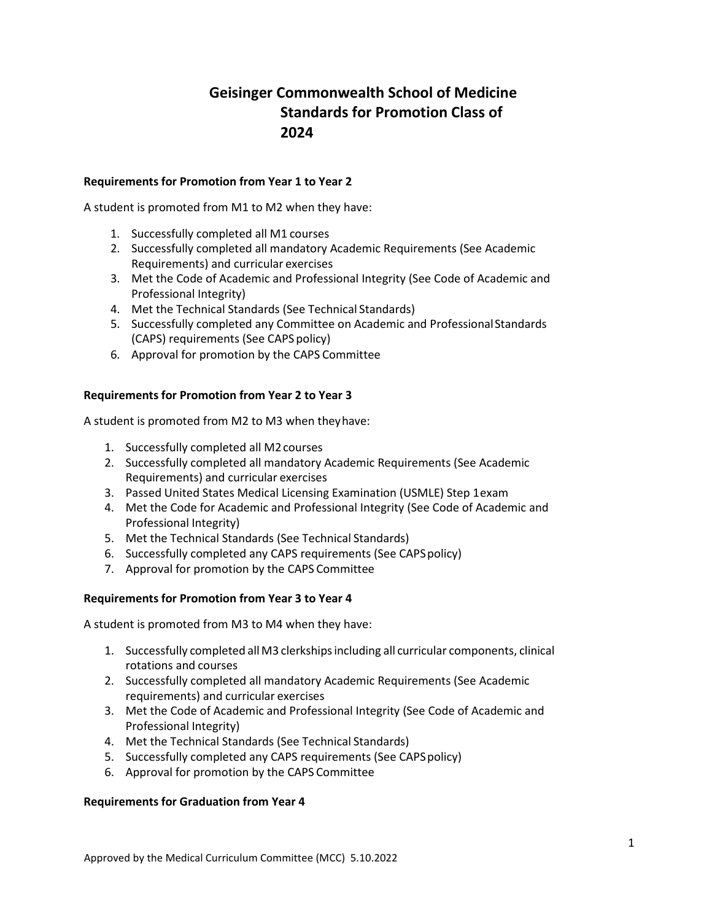# Geisinger Commonwealth School of Medicine Standards for Promotion Class of 2024

**Requirements for Promotion from Year 1 to Year 2**

A student is promoted from M1 to M2 when they have:

1. Successfully completed all M1 courses
2. Successfully completed all mandatory Academic Requirements (See Academic Requirements) and curricular exercises
3. Met the Code of Academic and Professional Integrity (See Code of Academic and Professional Integrity)
4. Met the Technical Standards (See Technical Standards)
5. Successfully completed any Committee on Academic and Professional Standards (CAPS) requirements (See CAPS policy)
6. Approval for promotion by the CAPS Committee

**Requirements for Promotion from Year 2 to Year 3**

A student is promoted from M2 to M3 when they have:

1. Successfully completed all M2 courses
2. Successfully completed all mandatory Academic Requirements (See Academic Requirements) and curricular exercises
3. Passed United States Medical Licensing Examination (USMLE) Step 1 exam
4. Met the Code for Academic and Professional Integrity (See Code of Academic and Professional Integrity)
5. Met the Technical Standards (See Technical Standards)
6. Successfully completed any CAPS requirements (See CAPS policy)
7. Approval for promotion by the CAPS Committee

**Requirements for Promotion from Year 3 to Year 4**

A student is promoted from M3 to M4 when they have:

1. Successfully completed all M3 clerkships including all curricular components, clinical rotations and courses
2. Successfully completed all mandatory Academic Requirements (See Academic requirements) and curricular exercises
3. Met the Code of Academic and Professional Integrity (See Code of Academic and Professional Integrity)
4. Met the Technical Standards (See Technical Standards)
5. Successfully completed any CAPS requirements (See CAPS policy)
6. Approval for promotion by the CAPS Committee

**Requirements for Graduation from Year 4**

Approved by the Medical Curriculum Committee (MCC) 5.10.2022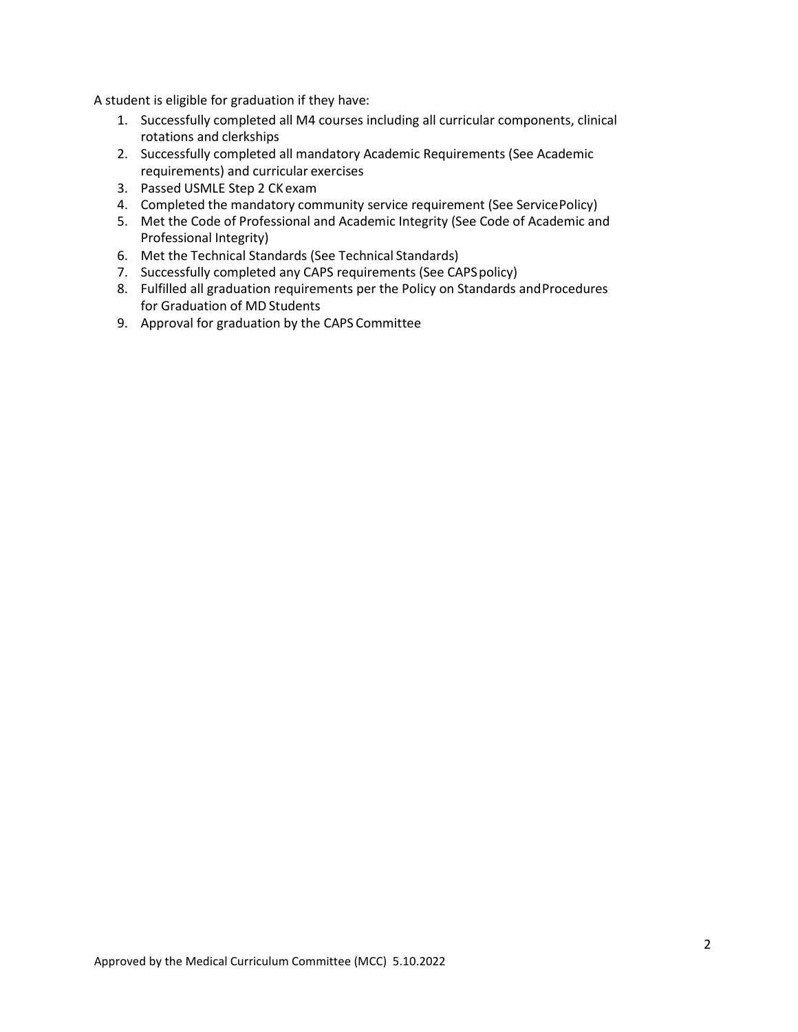A student is eligible for graduation if they have:

1. Successfully completed all M4 courses including all curricular components, clinical rotations and clerkships
2. Successfully completed all mandatory Academic Requirements (See Academic requirements) and curricular exercises
3. Passed USMLE Step 2 CK exam
4. Completed the mandatory community service requirement (See Service Policy)
5. Met the Code of Professional and Academic Integrity (See Code of Academic and Professional Integrity)
6. Met the Technical Standards (See Technical Standards)
7. Successfully completed any CAPS requirements (See CAPS policy)
8. Fulfilled all graduation requirements per the Policy on Standards and Procedures for Graduation of MD Students
9. Approval for graduation by the CAPS Committee

Approved by the Medical Curriculum Committee (MCC) 5.10.2022